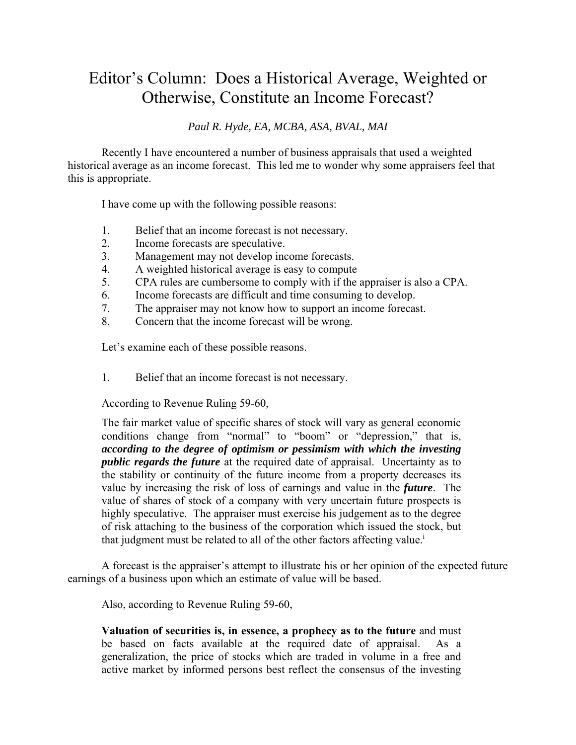# Editor's Column: Does a Historical Average, Weighted or Otherwise, Constitute an Income Forecast?

*Paul R. Hyde, EA, MCBA, ASA, BVAL, MAI*

Recently I have encountered a number of business appraisals that used a weighted historical average as an income forecast. This led me to wonder why some appraisers feel that this is appropriate.

I have come up with the following possible reasons:

1. Belief that an income forecast is not necessary.
2. Income forecasts are speculative.
3. Management may not develop income forecasts.
4. A weighted historical average is easy to compute
5. CPA rules are cumbersome to comply with if the appraiser is also a CPA.
6. Income forecasts are difficult and time consuming to develop.
7. The appraiser may not know how to support an income forecast.
8. Concern that the income forecast will be wrong.

Let's examine each of these possible reasons.

1. Belief that an income forecast is not necessary.

According to Revenue Ruling 59-60,

> The fair market value of specific shares of stock will vary as general economic conditions change from "normal" to "boom" or "depression," that is, ***according to the degree of optimism or pessimism with which the investing public regards the future*** at the required date of appraisal. Uncertainty as to the stability or continuity of the future income from a property decreases its value by increasing the risk of loss of earnings and value in the ***future***. The value of shares of stock of a company with very uncertain future prospects is highly speculative. The appraiser must exercise his judgement as to the degree of risk attaching to the business of the corporation which issued the stock, but that judgment must be related to all of the other factors affecting value.[i]

A forecast is the appraiser's attempt to illustrate his or her opinion of the expected future earnings of a business upon which an estimate of value will be based.

Also, according to Revenue Ruling 59-60,

> **Valuation of securities is, in essence, a prophecy as to the future** and must be based on facts available at the required date of appraisal. As a generalization, the price of stocks which are traded in volume in a free and active market by informed persons best reflect the consensus of the investing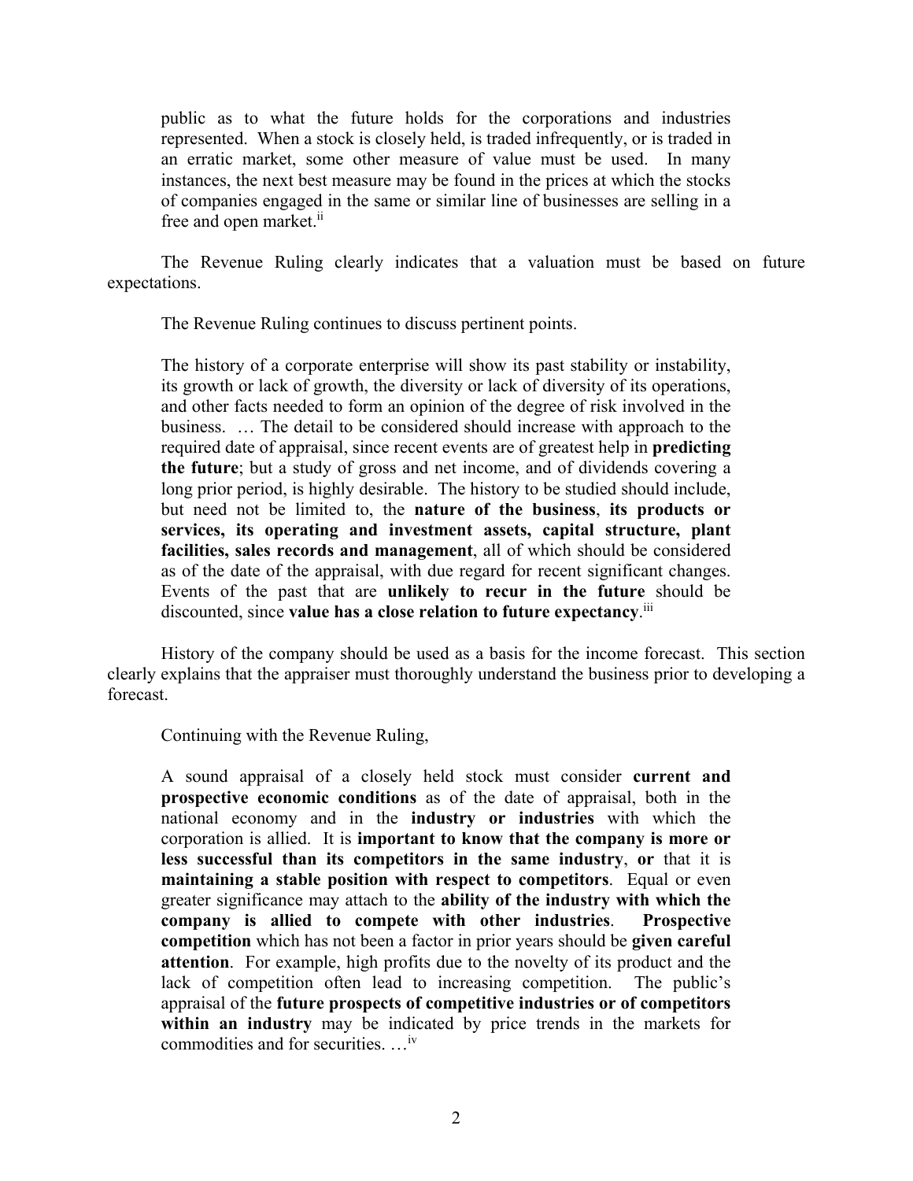> public as to what the future holds for the corporations and industries represented. When a stock is closely held, is traded infrequently, or is traded in an erratic market, some other measure of value must be used. In many instances, the next best measure may be found in the prices at which the stocks of companies engaged in the same or similar line of businesses are selling in a free and open market.[ii]

The Revenue Ruling clearly indicates that a valuation must be based on future expectations.

The Revenue Ruling continues to discuss pertinent points.

> The history of a corporate enterprise will show its past stability or instability, its growth or lack of growth, the diversity or lack of diversity of its operations, and other facts needed to form an opinion of the degree of risk involved in the business. … The detail to be considered should increase with approach to the required date of appraisal, since recent events are of greatest help in **predicting the future**; but a study of gross and net income, and of dividends covering a long prior period, is highly desirable. The history to be studied should include, but need not be limited to, the **nature of the business**, **its products or services, its operating and investment assets, capital structure, plant facilities, sales records and management**, all of which should be considered as of the date of the appraisal, with due regard for recent significant changes. Events of the past that are **unlikely to recur in the future** should be discounted, since **value has a close relation to future expectancy**.[iii]

History of the company should be used as a basis for the income forecast. This section clearly explains that the appraiser must thoroughly understand the business prior to developing a forecast.

Continuing with the Revenue Ruling,

> A sound appraisal of a closely held stock must consider **current and prospective economic conditions** as of the date of appraisal, both in the national economy and in the **industry or industries** with which the corporation is allied. It is **important to know that the company is more or less successful than its competitors in the same industry**, **or** that it is **maintaining a stable position with respect to competitors**. Equal or even greater significance may attach to the **ability of the industry with which the company is allied to compete with other industries**. **Prospective competition** which has not been a factor in prior years should be **given careful attention**. For example, high profits due to the novelty of its product and the lack of competition often lead to increasing competition. The public's appraisal of the **future prospects of competitive industries or of competitors within an industry** may be indicated by price trends in the markets for commodities and for securities. …[iv]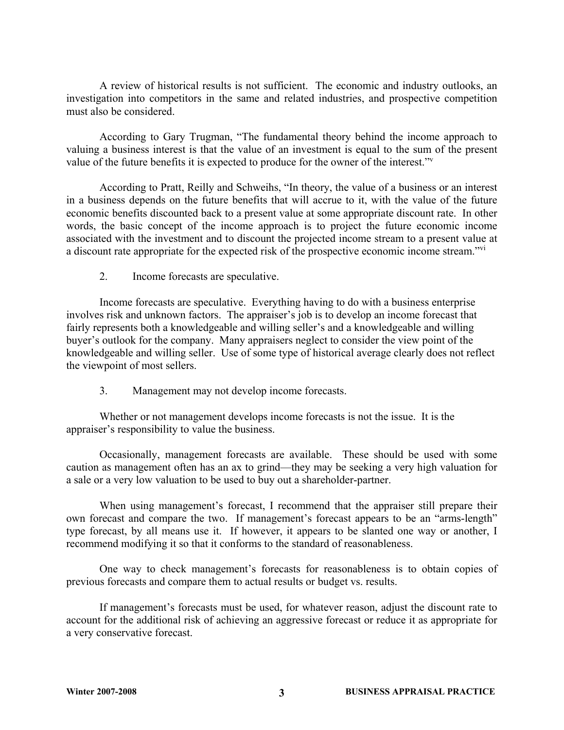A review of historical results is not sufficient. The economic and industry outlooks, an investigation into competitors in the same and related industries, and prospective competition must also be considered.

According to Gary Trugman, "The fundamental theory behind the income approach to valuing a business interest is that the value of an investment is equal to the sum of the present value of the future benefits it is expected to produce for the owner of the interest."[v]

According to Pratt, Reilly and Schweihs, "In theory, the value of a business or an interest in a business depends on the future benefits that will accrue to it, with the value of the future economic benefits discounted back to a present value at some appropriate discount rate. In other words, the basic concept of the income approach is to project the future economic income associated with the investment and to discount the projected income stream to a present value at a discount rate appropriate for the expected risk of the prospective economic income stream."[vi]

2. Income forecasts are speculative.

Income forecasts are speculative. Everything having to do with a business enterprise involves risk and unknown factors. The appraiser's job is to develop an income forecast that fairly represents both a knowledgeable and willing seller's and a knowledgeable and willing buyer's outlook for the company. Many appraisers neglect to consider the view point of the knowledgeable and willing seller. Use of some type of historical average clearly does not reflect the viewpoint of most sellers.

3. Management may not develop income forecasts.

Whether or not management develops income forecasts is not the issue. It is the appraiser's responsibility to value the business.

Occasionally, management forecasts are available. These should be used with some caution as management often has an ax to grind—they may be seeking a very high valuation for a sale or a very low valuation to be used to buy out a shareholder-partner.

When using management's forecast, I recommend that the appraiser still prepare their own forecast and compare the two. If management's forecast appears to be an "arms-length" type forecast, by all means use it. If however, it appears to be slanted one way or another, I recommend modifying it so that it conforms to the standard of reasonableness.

One way to check management's forecasts for reasonableness is to obtain copies of previous forecasts and compare them to actual results or budget vs. results.

If management's forecasts must be used, for whatever reason, adjust the discount rate to account for the additional risk of achieving an aggressive forecast or reduce it as appropriate for a very conservative forecast.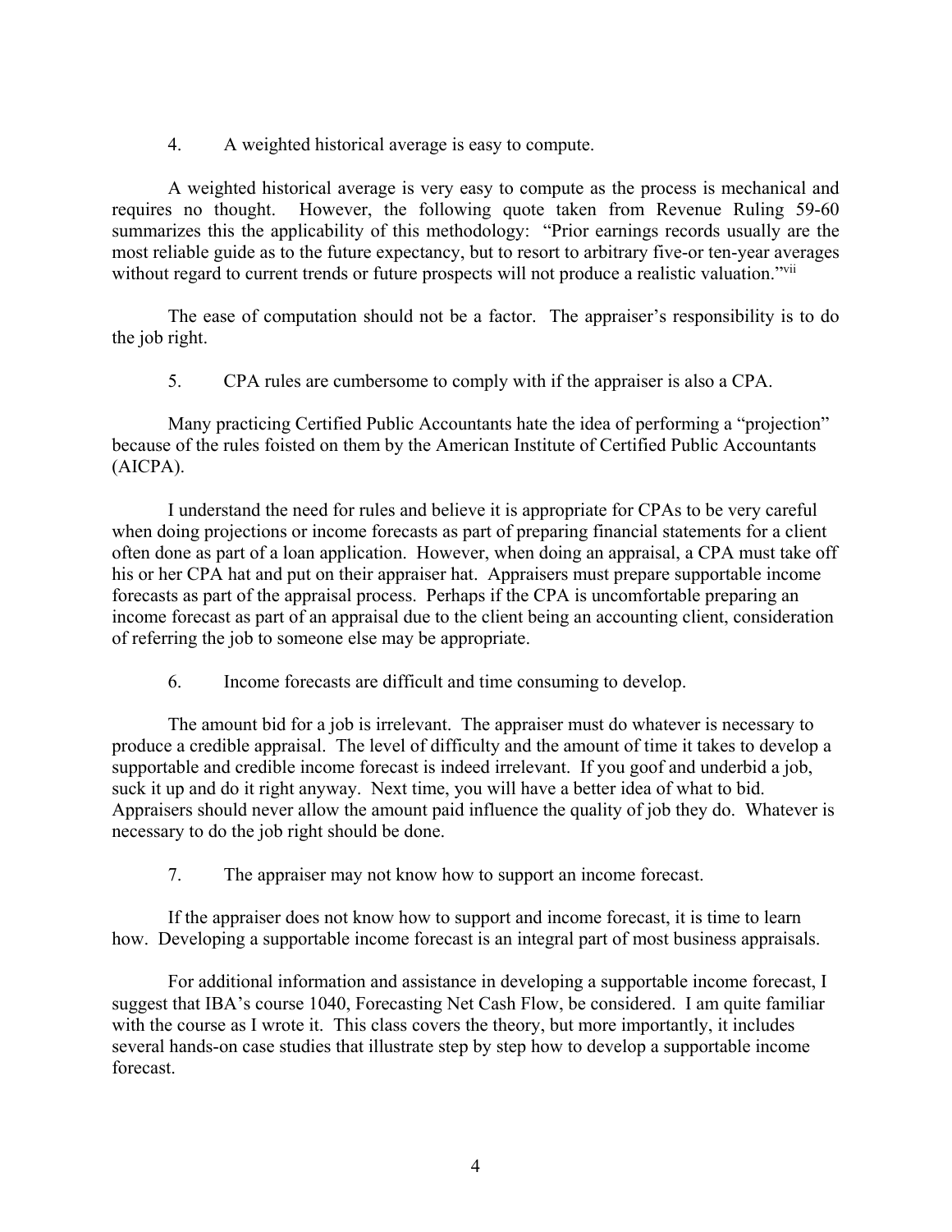4. A weighted historical average is easy to compute.

A weighted historical average is very easy to compute as the process is mechanical and requires no thought. However, the following quote taken from Revenue Ruling 59-60 summarizes this the applicability of this methodology: "Prior earnings records usually are the most reliable guide as to the future expectancy, but to resort to arbitrary five-or ten-year averages without regard to current trends or future prospects will not produce a realistic valuation."[vii]

The ease of computation should not be a factor. The appraiser's responsibility is to do the job right.

5. CPA rules are cumbersome to comply with if the appraiser is also a CPA.

Many practicing Certified Public Accountants hate the idea of performing a "projection" because of the rules foisted on them by the American Institute of Certified Public Accountants (AICPA).

I understand the need for rules and believe it is appropriate for CPAs to be very careful when doing projections or income forecasts as part of preparing financial statements for a client often done as part of a loan application. However, when doing an appraisal, a CPA must take off his or her CPA hat and put on their appraiser hat. Appraisers must prepare supportable income forecasts as part of the appraisal process. Perhaps if the CPA is uncomfortable preparing an income forecast as part of an appraisal due to the client being an accounting client, consideration of referring the job to someone else may be appropriate.

6. Income forecasts are difficult and time consuming to develop.

The amount bid for a job is irrelevant. The appraiser must do whatever is necessary to produce a credible appraisal. The level of difficulty and the amount of time it takes to develop a supportable and credible income forecast is indeed irrelevant. If you goof and underbid a job, suck it up and do it right anyway. Next time, you will have a better idea of what to bid. Appraisers should never allow the amount paid influence the quality of job they do. Whatever is necessary to do the job right should be done.

7. The appraiser may not know how to support an income forecast.

If the appraiser does not know how to support and income forecast, it is time to learn how. Developing a supportable income forecast is an integral part of most business appraisals.

For additional information and assistance in developing a supportable income forecast, I suggest that IBA's course 1040, Forecasting Net Cash Flow, be considered. I am quite familiar with the course as I wrote it. This class covers the theory, but more importantly, it includes several hands-on case studies that illustrate step by step how to develop a supportable income forecast.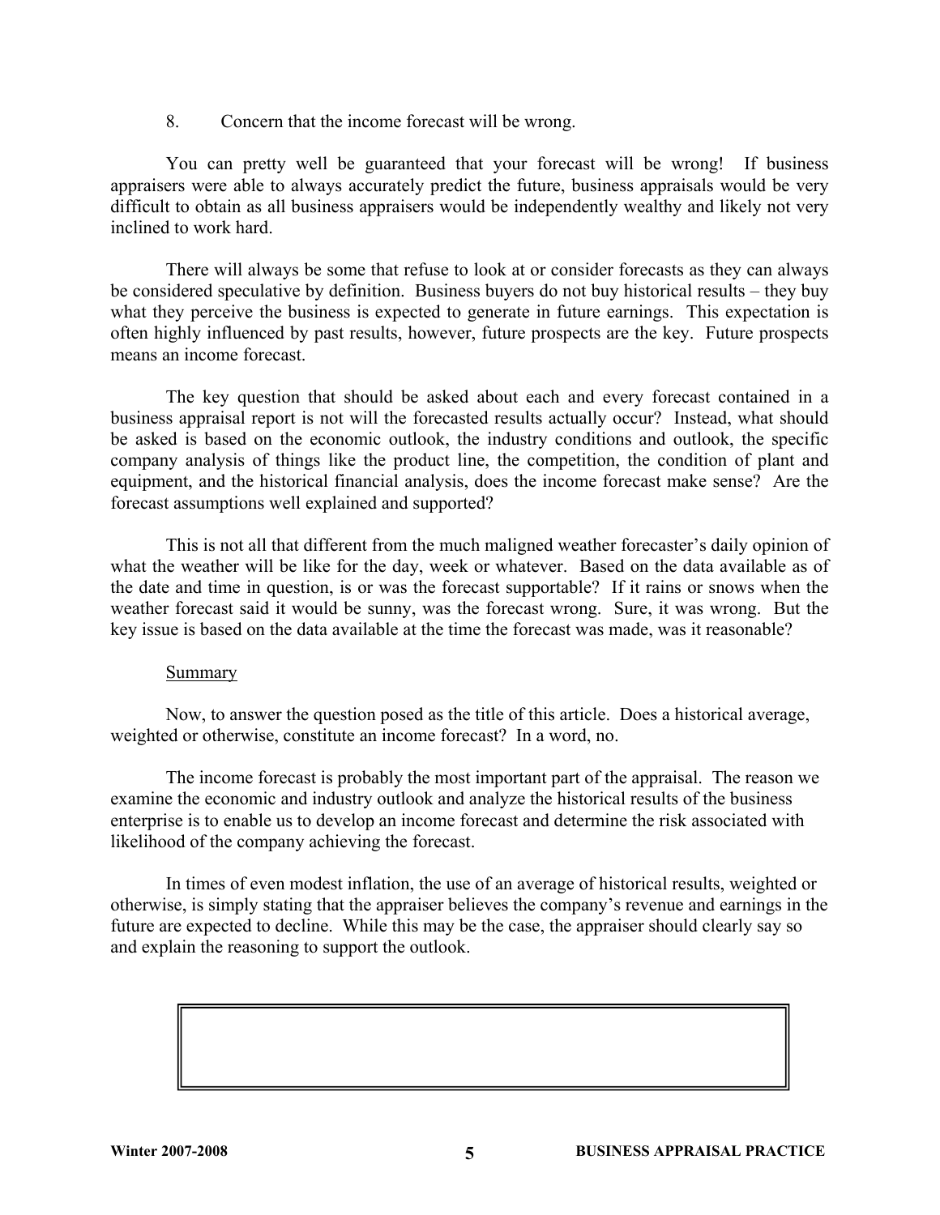8. Concern that the income forecast will be wrong.

You can pretty well be guaranteed that your forecast will be wrong! If business appraisers were able to always accurately predict the future, business appraisals would be very difficult to obtain as all business appraisers would be independently wealthy and likely not very inclined to work hard.

There will always be some that refuse to look at or consider forecasts as they can always be considered speculative by definition. Business buyers do not buy historical results – they buy what they perceive the business is expected to generate in future earnings. This expectation is often highly influenced by past results, however, future prospects are the key. Future prospects means an income forecast.

The key question that should be asked about each and every forecast contained in a business appraisal report is not will the forecasted results actually occur? Instead, what should be asked is based on the economic outlook, the industry conditions and outlook, the specific company analysis of things like the product line, the competition, the condition of plant and equipment, and the historical financial analysis, does the income forecast make sense? Are the forecast assumptions well explained and supported?

This is not all that different from the much maligned weather forecaster's daily opinion of what the weather will be like for the day, week or whatever. Based on the data available as of the date and time in question, is or was the forecast supportable? If it rains or snows when the weather forecast said it would be sunny, was the forecast wrong. Sure, it was wrong. But the key issue is based on the data available at the time the forecast was made, was it reasonable?

## Summary

Now, to answer the question posed as the title of this article. Does a historical average, weighted or otherwise, constitute an income forecast? In a word, no.

The income forecast is probably the most important part of the appraisal. The reason we examine the economic and industry outlook and analyze the historical results of the business enterprise is to enable us to develop an income forecast and determine the risk associated with likelihood of the company achieving the forecast.

In times of even modest inflation, the use of an average of historical results, weighted or otherwise, is simply stating that the appraiser believes the company's revenue and earnings in the future are expected to decline. While this may be the case, the appraiser should clearly say so and explain the reasoning to support the outlook.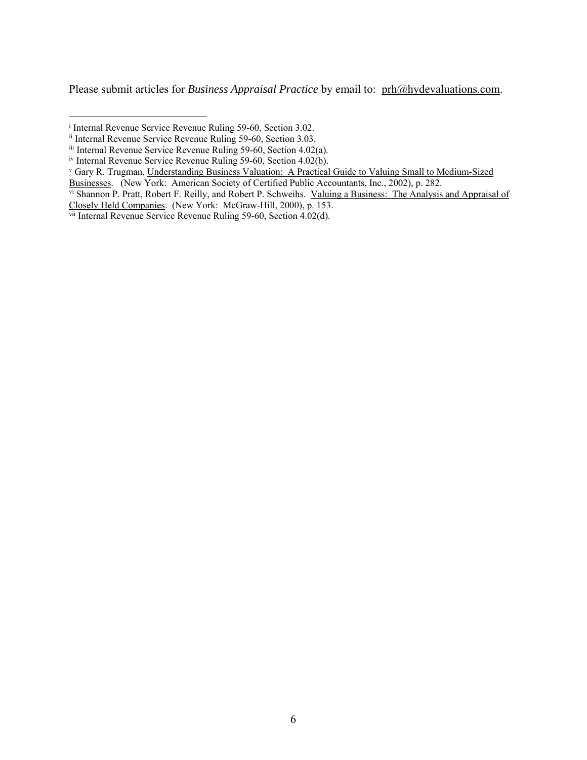Please submit articles for *Business Appraisal Practice* by email to: prh@hydevaluations.com.

---

[i] Internal Revenue Service Revenue Ruling 59-60, Section 3.02.

[ii] Internal Revenue Service Revenue Ruling 59-60, Section 3.03.

[iii] Internal Revenue Service Revenue Ruling 59-60, Section 4.02(a).

[iv] Internal Revenue Service Revenue Ruling 59-60, Section 4.02(b).

[v] Gary R. Trugman, Understanding Business Valuation: A Practical Guide to Valuing Small to Medium-Sized Businesses. (New York: American Society of Certified Public Accountants, Inc., 2002), p. 282.

[vi] Shannon P. Pratt, Robert F. Reilly, and Robert P. Schweihs. Valuing a Business: The Analysis and Appraisal of Closely Held Companies. (New York: McGraw-Hill, 2000), p. 153.

[vii] Internal Revenue Service Revenue Ruling 59-60, Section 4.02(d).